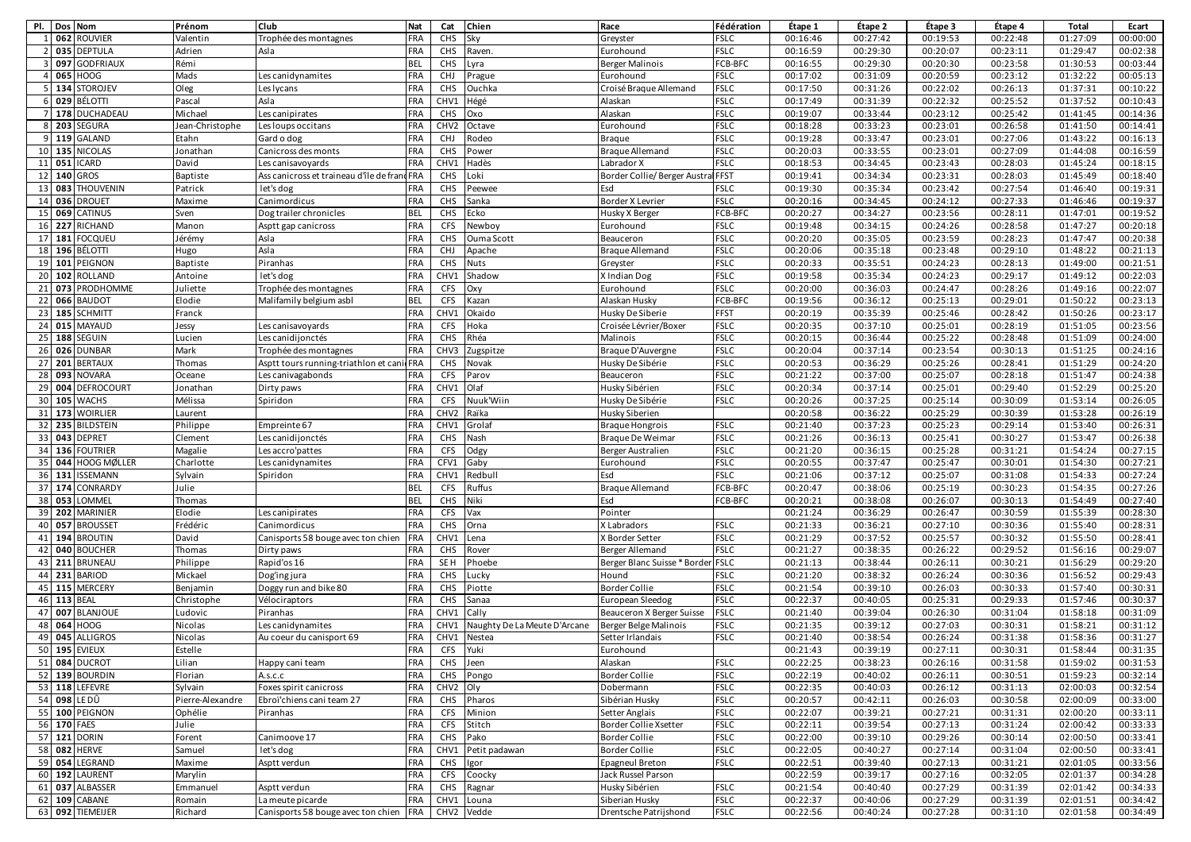| Pl. | Dos | Nom | Prénom | Club | Nat | Cat | Chien | Race | Fédération | Étape 1 | Étape 2 | Étape 3 | Étape 4 | Total | Ecart |
|---|---|---|---|---|---|---|---|---|---|---|---|---|---|---|---|
| 1 | 062 | ROUVIER | Valentin | Trophée des montagnes | FRA | CHS | Sky | Greyster | FSLC | 00:16:46 | 00:27:42 | 00:19:53 | 00:22:48 | 01:27:09 | 00:00:00 |
| 2 | 035 | DEPTULA | Adrien | Asla | FRA | CHS | Raven. | Eurohound | FSLC | 00:16:59 | 00:29:30 | 00:20:07 | 00:23:11 | 01:29:47 | 00:02:38 |
| 3 | 097 | GODFRIAUX | Rémi | | BEL | CHS | Lyra | Berger Malinois | FCB-BFC | 00:16:55 | 00:29:30 | 00:20:30 | 00:23:58 | 01:30:53 | 00:03:44 |
| 4 | 065 | HOOG | Mads | Les canidynamites | FRA | CHJ | Prague | Eurohound | FSLC | 00:17:02 | 00:31:09 | 00:20:59 | 00:23:12 | 01:32:22 | 00:05:13 |
| 5 | 134 | STOROJEV | Oleg | Les lycans | FRA | CHS | Ouchka | Croisé Braque Allemand | FSLC | 00:17:50 | 00:31:26 | 00:22:02 | 00:26:13 | 01:37:31 | 00:10:22 |
| 6 | 029 | BÉLOTTI | Pascal | Asla | FRA | CHV1 | Hégé | Alaskan | FSLC | 00:17:49 | 00:31:39 | 00:22:32 | 00:25:52 | 01:37:52 | 00:10:43 |
| 7 | 178 | DUCHADEAU | Michael | Les canipirates | FRA | CHS | Oxo | Alaskan | FSLC | 00:19:07 | 00:33:44 | 00:23:12 | 00:25:42 | 01:41:45 | 00:14:36 |
| 8 | 203 | SEGURA | Jean-Christophe | Les loups occitans | FRA | CHV2 | Octave | Eurohound | FSLC | 00:18:28 | 00:33:23 | 00:23:01 | 00:26:58 | 01:41:50 | 00:14:41 |
| 9 | 119 | GALAND | Etahn | Gard o dog | FRA | CHJ | Rodeo | Braque | FSLC | 00:19:28 | 00:33:47 | 00:23:01 | 00:27:06 | 01:43:22 | 00:16:13 |
| 10 | 135 | NICOLAS | Jonathan | Canicross des monts | FRA | CHS | Power | Braque Allemand | FSLC | 00:20:03 | 00:33:55 | 00:23:01 | 00:27:09 | 01:44:08 | 00:16:59 |
| 11 | 051 | ICARD | David | Les canisavoyards | FRA | CHV1 | Hadès | Labrador X | FSLC | 00:18:53 | 00:34:45 | 00:23:43 | 00:28:03 | 01:45:24 | 00:18:15 |
| 12 | 140 | GROS | Baptiste | Ass canicross et traineau d'île de franc | FRA | CHS | Loki | Border Collie/ Berger Austra | FFST | 00:19:41 | 00:34:34 | 00:23:31 | 00:28:03 | 01:45:49 | 00:18:40 |
| 13 | 083 | THOUVENIN | Patrick | let's dog | FRA | CHS | Peewee | Esd | FSLC | 00:19:30 | 00:35:34 | 00:23:42 | 00:27:54 | 01:46:40 | 00:19:31 |
| 14 | 036 | DROUET | Maxime | Canimordicus | FRA | CHS | Sanka | Border X Levrier | FSLC | 00:20:16 | 00:34:45 | 00:24:12 | 00:27:33 | 01:46:46 | 00:19:37 |
| 15 | 069 | CATINUS | Sven | Dog trailer chronicles | BEL | CHS | Ecko | Husky X Berger | FCB-BFC | 00:20:27 | 00:34:27 | 00:23:56 | 00:28:11 | 01:47:01 | 00:19:52 |
| 16 | 227 | RICHARD | Manon | Asptt gap canicross | FRA | CFS | Newboy | Eurohound | FSLC | 00:19:48 | 00:34:15 | 00:24:26 | 00:28:58 | 01:47:27 | 00:20:18 |
| 17 | 181 | FOCQUEU | Jérémy | Asla | FRA | CHS | Ouma Scott | Beauceron | FSLC | 00:20:20 | 00:35:05 | 00:23:59 | 00:28:23 | 01:47:47 | 00:20:38 |
| 18 | 196 | BÉLOTTI | Hugo | Asla | FRA | CHJ | Apache | Braque Allemand | FSLC | 00:20:06 | 00:35:18 | 00:23:48 | 00:29:10 | 01:48:22 | 00:21:13 |
| 19 | 101 | PEIGNON | Baptiste | Piranhas | FRA | CHS | Nuts | Greyster | FSLC | 00:20:33 | 00:35:51 | 00:24:23 | 00:28:13 | 01:49:00 | 00:21:51 |
| 20 | 102 | ROLLAND | Antoine | let's dog | FRA | CHV1 | Shadow | X Indian Dog | FSLC | 00:19:58 | 00:35:34 | 00:24:23 | 00:29:17 | 01:49:12 | 00:22:03 |
| 21 | 073 | PRODHOMME | Juliette | Trophée des montagnes | FRA | CFS | Oxy | Eurohound | FSLC | 00:20:00 | 00:36:03 | 00:24:47 | 00:28:26 | 01:49:16 | 00:22:07 |
| 22 | 066 | BAUDOT | Elodie | Malifamily belgium asbl | BEL | CFS | Kazan | Alaskan Husky | FCB-BFC | 00:19:56 | 00:36:12 | 00:25:13 | 00:29:01 | 01:50:22 | 00:23:13 |
| 23 | 185 | SCHMITT | Franck | | FRA | CHV1 | Okaido | Husky De Siberie | FFST | 00:20:19 | 00:35:39 | 00:25:46 | 00:28:42 | 01:50:26 | 00:23:17 |
| 24 | 015 | MAYAUD | Jessy | Les canisavoyards | FRA | CFS | Hoka | Croisée Lévrier/Boxer | FSLC | 00:20:35 | 00:37:10 | 00:25:01 | 00:28:19 | 01:51:05 | 00:23:56 |
| 25 | 188 | SEGUIN | Lucien | Les canidijonctés | FRA | CHS | Rhéa | Malinois | FSLC | 00:20:15 | 00:36:44 | 00:25:22 | 00:28:48 | 01:51:09 | 00:24:00 |
| 26 | 026 | DUNBAR | Mark | Trophée des montagnes | FRA | CHV3 | Zugspitze | Braque D'Auvergne | FSLC | 00:20:04 | 00:37:14 | 00:23:54 | 00:30:13 | 01:51:25 | 00:24:16 |
| 27 | 201 | BERTAUX | Thomas | Asptt tours running-triathlon et cani | FRA | CHS | Novak | Husky De Sibérie | FSLC | 00:20:53 | 00:36:29 | 00:25:26 | 00:28:41 | 01:51:29 | 00:24:20 |
| 28 | 093 | NOVARA | Oceane | Les canivagabonds | FRA | CFS | Parov | Beauceron | FSLC | 00:21:22 | 00:37:00 | 00:25:07 | 00:28:18 | 01:51:47 | 00:24:38 |
| 29 | 004 | DEFROCOURT | Jonathan | Dirty paws | FRA | CHV1 | Olaf | Husky Sibérien | FSLC | 00:20:34 | 00:37:14 | 00:25:01 | 00:29:40 | 01:52:29 | 00:25:20 |
| 30 | 105 | WACHS | Mélissa | Spiridon | FRA | CFS | Nuuk'Wiin | Husky De Sibérie | FSLC | 00:20:26 | 00:37:25 | 00:25:14 | 00:30:09 | 01:53:14 | 00:26:05 |
| 31 | 173 | WOIRLIER | Laurent | | FRA | CHV2 | Raïka | Husky Siberien | | 00:20:58 | 00:36:22 | 00:25:29 | 00:30:39 | 01:53:28 | 00:26:19 |
| 32 | 235 | BILDSTEIN | Philippe | Empreinte 67 | FRA | CHV1 | Grolaf | Braque Hongrois | FSLC | 00:21:40 | 00:37:23 | 00:25:23 | 00:29:14 | 01:53:40 | 00:26:31 |
| 33 | 043 | DEPRET | Clement | Les canidijonctés | FRA | CHS | Nash | Braque De Weimar | FSLC | 00:21:26 | 00:36:13 | 00:25:41 | 00:30:27 | 01:53:47 | 00:26:38 |
| 34 | 136 | FOUTRIER | Magalie | Les accro'pattes | FRA | CFS | Odgy | Berger Australien | FSLC | 00:21:20 | 00:36:15 | 00:25:28 | 00:31:21 | 01:54:24 | 00:27:15 |
| 35 | 044 | HOOG MØLLER | Charlotte | Les canidynamites | FRA | CFV1 | Gaby | Eurohound | FSLC | 00:20:55 | 00:37:47 | 00:25:47 | 00:30:01 | 01:54:30 | 00:27:21 |
| 36 | 131 | ISSEMANN | Sylvain | Spiridon | FRA | CHV1 | Redbull | Esd | FSLC | 00:21:06 | 00:37:12 | 00:25:07 | 00:31:08 | 01:54:33 | 00:27:24 |
| 37 | 174 | CONRARDY | Julie | | BEL | CFS | Ruffus | Braque Allemand | FCB-BFC | 00:20:47 | 00:38:06 | 00:25:19 | 00:30:23 | 01:54:35 | 00:27:26 |
| 38 | 053 | LOMMEL | Thomas | | BEL | CHS | Niki | Esd | FCB-BFC | 00:20:21 | 00:38:08 | 00:26:07 | 00:30:13 | 01:54:49 | 00:27:40 |
| 39 | 202 | MARINIER | Elodie | Les canipirates | FRA | CFS | Vax | Pointer | | 00:21:24 | 00:36:29 | 00:26:47 | 00:30:59 | 01:55:39 | 00:28:30 |
| 40 | 057 | BROUSSET | Frédéric | Canimordicus | FRA | CHS | Orna | X Labradors | FSLC | 00:21:33 | 00:36:21 | 00:27:10 | 00:30:36 | 01:55:40 | 00:28:31 |
| 41 | 194 | BROUTIN | David | Canisports 58 bouge avec ton chien | FRA | CHV1 | Lena | X Border Setter | FSLC | 00:21:29 | 00:37:52 | 00:25:57 | 00:30:32 | 01:55:50 | 00:28:41 |
| 42 | 040 | BOUCHER | Thomas | Dirty paws | FRA | CHS | Rover | Berger Allemand | FSLC | 00:21:27 | 00:38:35 | 00:26:22 | 00:29:52 | 01:56:16 | 00:29:07 |
| 43 | 211 | BRUNEAU | Philippe | Rapid'os 16 | FRA | SE H | Phoebe | Berger Blanc Suisse * Border | FSLC | 00:21:13 | 00:38:44 | 00:26:11 | 00:30:21 | 01:56:29 | 00:29:20 |
| 44 | 231 | BARIOD | Mickael | Dog'ing jura | FRA | CHS | Lucky | Hound | FSLC | 00:21:20 | 00:38:32 | 00:26:24 | 00:30:36 | 01:56:52 | 00:29:43 |
| 45 | 115 | MERCERY | Benjamin | Doggy run and bike 80 | FRA | CHS | Piotte | Border Collie | FSLC | 00:21:54 | 00:39:10 | 00:26:03 | 00:30:33 | 01:57:40 | 00:30:31 |
| 46 | 113 | BEAL | Christophe | Vélociraptors | FRA | CHS | Sanaa | European Sleedog | FSLC | 00:22:37 | 00:40:05 | 00:25:31 | 00:29:33 | 01:57:46 | 00:30:37 |
| 47 | 007 | BLANJOUE | Ludovic | Piranhas | FRA | CHV1 | Cally | Beauceron X Berger Suisse | FSLC | 00:21:40 | 00:39:04 | 00:26:30 | 00:31:04 | 01:58:18 | 00:31:09 |
| 48 | 064 | HOOG | Nicolas | Les canidynamites | FRA | CHV1 | Naughty De La Meute D'Arcane | Berger Belge Malinois | FSLC | 00:21:35 | 00:39:12 | 00:27:03 | 00:30:31 | 01:58:21 | 00:31:12 |
| 49 | 045 | ALLIGROS | Nicolas | Au coeur du canisport 69 | FRA | CHV1 | Nestea | Setter Irlandais | FSLC | 00:21:40 | 00:38:54 | 00:26:24 | 00:31:38 | 01:58:36 | 00:31:27 |
| 50 | 195 | EVIEUX | Estelle | | FRA | CFS | Yuki | Eurohound | | 00:21:43 | 00:39:19 | 00:27:11 | 00:30:31 | 01:58:44 | 00:31:35 |
| 51 | 084 | DUCROT | Lilian | Happy cani team | FRA | CHS | Jeen | Alaskan | FSLC | 00:22:25 | 00:38:23 | 00:26:16 | 00:31:58 | 01:59:02 | 00:31:53 |
| 52 | 139 | BOURDIN | Florian | A.s.c.c | FRA | CHS | Pongo | Border Collie | FSLC | 00:22:19 | 00:40:02 | 00:26:11 | 00:30:51 | 01:59:23 | 00:32:14 |
| 53 | 118 | LEFEVRE | Sylvain | Foxes spirit canicross | FRA | CHV2 | Oly | Dobermann | FSLC | 00:22:35 | 00:40:03 | 00:26:12 | 00:31:13 | 02:00:03 | 00:32:54 |
| 54 | 098 | LE DÛ | Pierre-Alexandre | Ebroï'chiens cani team 27 | FRA | CHS | Pharos | Sibérian Husky | FSLC | 00:20:57 | 00:42:11 | 00:26:03 | 00:30:58 | 02:00:09 | 00:33:00 |
| 55 | 100 | PEIGNON | Ophélie | Piranhas | FRA | CFS | Minion | Setter Anglais | FSLC | 00:22:07 | 00:39:21 | 00:27:21 | 00:31:31 | 02:00:20 | 00:33:11 |
| 56 | 170 | FAES | Julie | | FRA | CFS | Stitch | Border Collie Xsetter | FSLC | 00:22:11 | 00:39:54 | 00:27:13 | 00:31:24 | 02:00:42 | 00:33:33 |
| 57 | 121 | DORIN | Forent | Canimoove 17 | FRA | CHS | Pako | Border Collie | FSLC | 00:22:00 | 00:39:10 | 00:29:26 | 00:30:14 | 02:00:50 | 00:33:41 |
| 58 | 082 | HERVE | Samuel | let's dog | FRA | CHV1 | Petit padawan | Border Collie | FSLC | 00:22:05 | 00:40:27 | 00:27:14 | 00:31:04 | 02:00:50 | 00:33:41 |
| 59 | 054 | LEGRAND | Maxime | Asptt verdun | FRA | CHS | Igor | Epagneul Breton | FSLC | 00:22:51 | 00:39:40 | 00:27:13 | 00:31:21 | 02:01:05 | 00:33:56 |
| 60 | 192 | LAURENT | Marylin | | FRA | CFS | Coocky | Jack Russel Parson | | 00:22:59 | 00:39:17 | 00:27:16 | 00:32:05 | 02:01:37 | 00:34:28 |
| 61 | 037 | ALBASSER | Emmanuel | Asptt verdun | FRA | CHS | Ragnar | Husky Sibérien | FSLC | 00:21:54 | 00:40:40 | 00:27:29 | 00:31:39 | 02:01:42 | 00:34:33 |
| 62 | 109 | CABANE | Romain | La meute picarde | FRA | CHV1 | Louna | Siberian Husky | FSLC | 00:22:37 | 00:40:06 | 00:27:29 | 00:31:39 | 02:01:51 | 00:34:42 |
| 63 | 092 | TIEMEIJER | Richard | Canisports 58 bouge avec ton chien | FRA | CHV2 | Vedde | Drentsche Patrijshond | FSLC | 00:22:56 | 00:40:24 | 00:27:28 | 00:31:10 | 02:01:58 | 00:34:49 |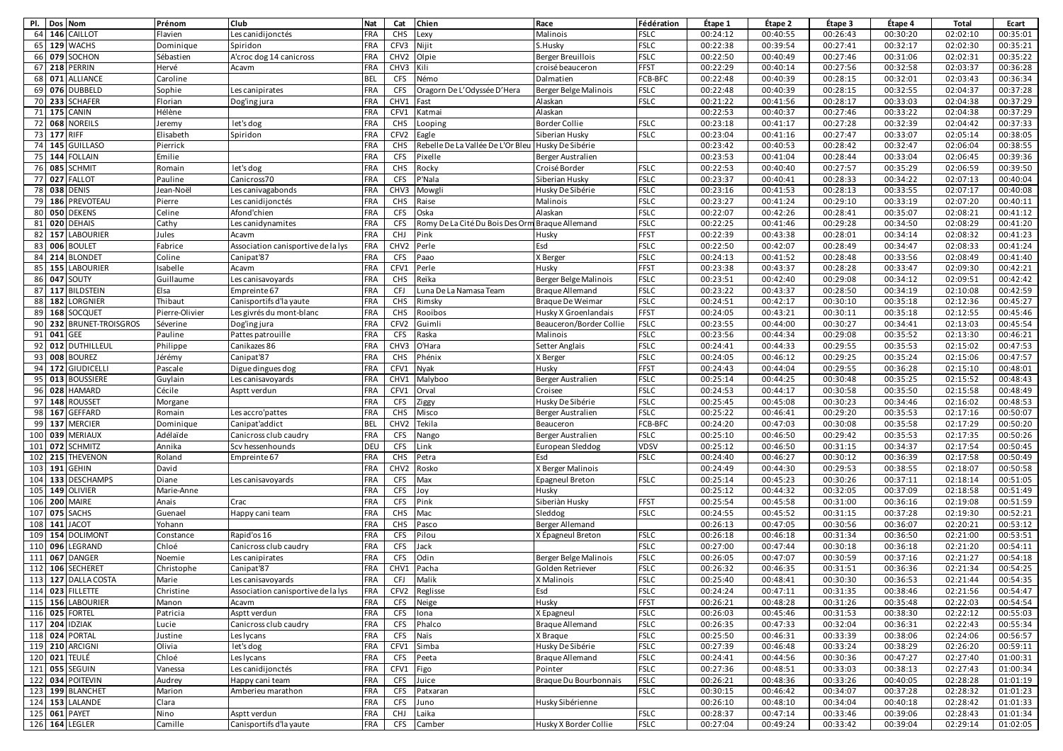| Pl. | Dos | Nom | Prénom | Club | Nat | Cat | Chien | Race | Fédération | Étape 1 | Étape 2 | Étape 3 | Étape 4 | Total | Ecart |
|---|---|---|---|---|---|---|---|---|---|---|---|---|---|---|---|
| 64 | 146 | CAILLOT | Flavien | Les canidijonctés | FRA | CHS | Lexy | Malinois | FSLC | 00:24:12 | 00:40:55 | 00:26:43 | 00:30:20 | 02:02:10 | 00:35:01 |
| 65 | 129 | WACHS | Dominique | Spiridon | FRA | CFV3 | Nijit | S.Husky | FSLC | 00:22:38 | 00:39:54 | 00:27:41 | 00:32:17 | 02:02:30 | 00:35:21 |
| 66 | 079 | SOCHON | Sébastien | A'croc dog 14 canicross | FRA | CHV2 | Olpie | Berger Breuillois | FSLC | 00:22:50 | 00:40:49 | 00:27:46 | 00:31:06 | 02:02:31 | 00:35:22 |
| 67 | 218 | PERRIN | Hervé | Acavm | FRA | CHV3 | Kili | croisé beauceron | FFST | 00:22:29 | 00:40:14 | 00:27:56 | 00:32:58 | 02:03:37 | 00:36:28 |
| 68 | 071 | ALLIANCE | Caroline | | BEL | CFS | Némo | Dalmatien | FCB-BFC | 00:22:48 | 00:40:39 | 00:28:15 | 00:32:01 | 02:03:43 | 00:36:34 |
| 69 | 076 | DUBBELD | Sophie | Les canipirates | FRA | CFS | Oragorn De L'Odyssée D'Hera | Berger Belge Malinois | FSLC | 00:22:48 | 00:40:39 | 00:28:15 | 00:32:55 | 02:04:37 | 00:37:28 |
| 70 | 233 | SCHAFER | Florian | Dog'ing jura | FRA | CHV1 | Fast | Alaskan | FSLC | 00:21:22 | 00:41:56 | 00:28:17 | 00:33:03 | 02:04:38 | 00:37:29 |
| 71 | 175 | CANIN | Hélène | | FRA | CFV1 | Katmai | Alaskan | | 00:22:53 | 00:40:37 | 00:27:46 | 00:33:22 | 02:04:38 | 00:37:29 |
| 72 | 068 | NOREILS | Jeremy | let's dog | FRA | CHS | Looping | Border Collie | FSLC | 00:23:18 | 00:41:17 | 00:27:28 | 00:32:39 | 02:04:42 | 00:37:33 |
| 73 | 177 | RIFF | Elisabeth | Spiridon | FRA | CFV2 | Eagle | Siberian Husky | FSLC | 00:23:04 | 00:41:16 | 00:27:47 | 00:33:07 | 02:05:14 | 00:38:05 |
| 74 | 145 | GUILLASO | Pierrick | | FRA | CHS | Rebelle De La Vallée De L'Or Bleu | Husky De Sibérie | | 00:23:42 | 00:40:53 | 00:28:42 | 00:32:47 | 02:06:04 | 00:38:55 |
| 75 | 144 | FOLLAIN | Emilie | | FRA | CFS | Pixelle | Berger Australien | | 00:23:53 | 00:41:04 | 00:28:44 | 00:33:04 | 02:06:45 | 00:39:36 |
| 76 | 085 | SCHMIT | Romain | let's dog | FRA | CHS | Rocky | Croisé Border | FSLC | 00:22:53 | 00:40:40 | 00:27:57 | 00:35:29 | 02:06:59 | 00:39:50 |
| 77 | 027 | FALLOT | Pauline | Canicross70 | FRA | CFS | P'Nala | Siberian Husky | FSLC | 00:23:37 | 00:40:41 | 00:28:33 | 00:34:22 | 02:07:13 | 00:40:04 |
| 78 | 038 | DENIS | Jean-Noël | Les canivagabonds | FRA | CHV3 | Mowgli | Husky De Sibérie | FSLC | 00:23:16 | 00:41:53 | 00:28:13 | 00:33:55 | 02:07:17 | 00:40:08 |
| 79 | 186 | PREVOTEAU | Pierre | Les canidijonctés | FRA | CHS | Raise | Malinois | FSLC | 00:23:27 | 00:41:24 | 00:29:10 | 00:33:19 | 02:07:20 | 00:40:11 |
| 80 | 050 | DEKENS | Celine | Afond'chien | FRA | CFS | Oska | Alaskan | FSLC | 00:22:07 | 00:42:26 | 00:28:41 | 00:35:07 | 02:08:21 | 00:41:12 |
| 81 | 020 | DEHAIS | Cathy | Les canidynamites | FRA | CFS | Romy De La Cité Du Bois Des Orm | Braque Allemand | FSLC | 00:22:25 | 00:41:46 | 00:29:28 | 00:34:50 | 02:08:29 | 00:41:20 |
| 82 | 157 | LABOURIER | Jules | Acavm | FRA | CHJ | Pink | Husky | FFST | 00:22:39 | 00:43:38 | 00:28:01 | 00:34:14 | 02:08:32 | 00:41:23 |
| 83 | 006 | BOULET | Fabrice | Association canisportive de la lys | FRA | CHV2 | Perle | Esd | FSLC | 00:22:50 | 00:42:07 | 00:28:49 | 00:34:47 | 02:08:33 | 00:41:24 |
| 84 | 214 | BLONDET | Coline | Canipat'87 | FRA | CFS | Paao | X Berger | FSLC | 00:24:13 | 00:41:52 | 00:28:48 | 00:33:56 | 02:08:49 | 00:41:40 |
| 85 | 155 | LABOURIER | Isabelle | Acavm | FRA | CFV1 | Perle | Husky | FFST | 00:23:38 | 00:43:37 | 00:28:28 | 00:33:47 | 02:09:30 | 00:42:21 |
| 86 | 047 | SOUTY | Guillaume | Les canisavoyards | FRA | CHS | Reïka | Berger Belge Malinois | FSLC | 00:23:51 | 00:42:40 | 00:29:08 | 00:34:12 | 02:09:51 | 00:42:42 |
| 87 | 117 | BILDSTEIN | Elsa | Empreinte 67 | FRA | CFJ | Luna De La Namasa Team | Braque Allemand | FSLC | 00:23:22 | 00:43:37 | 00:28:50 | 00:34:19 | 02:10:08 | 00:42:59 |
| 88 | 182 | LORGNIER | Thibaut | Canisportifs d'la yaute | FRA | CHS | Rimsky | Braque De Weimar | FSLC | 00:24:51 | 00:42:17 | 00:30:10 | 00:35:18 | 02:12:36 | 00:45:27 |
| 89 | 168 | SOCQUET | Pierre-Olivier | Les givrés du mont-blanc | FRA | CHS | Rooibos | Husky X Groenlandais | FFST | 00:24:05 | 00:43:21 | 00:30:11 | 00:35:18 | 02:12:55 | 00:45:46 |
| 90 | 232 | BRUNET-TROISGROS | Séverine | Dog'ing jura | FRA | CFV2 | Guimli | Beauceron/Border Collie | FSLC | 00:23:55 | 00:44:00 | 00:30:27 | 00:34:41 | 02:13:03 | 00:45:54 |
| 91 | 041 | GEE | Pauline | Pattes patrouille | FRA | CFS | Raska | Malinois | FSLC | 00:23:56 | 00:44:34 | 00:29:08 | 00:35:52 | 02:13:30 | 00:46:21 |
| 92 | 012 | DUTHILLEUL | Philippe | Canikazes 86 | FRA | CHV3 | O'Hara | Setter Anglais | FSLC | 00:24:41 | 00:44:33 | 00:29:55 | 00:35:53 | 02:15:02 | 00:47:53 |
| 93 | 008 | BOUREZ | Jérémy | Canipat'87 | FRA | CHS | Phénix | X Berger | FSLC | 00:24:05 | 00:46:12 | 00:29:25 | 00:35:24 | 02:15:06 | 00:47:57 |
| 94 | 172 | GIUDICELLI | Pascale | Digue dingues dog | FRA | CFV1 | Nyak | Husky | FFST | 00:24:43 | 00:44:04 | 00:29:55 | 00:36:28 | 02:15:10 | 00:48:01 |
| 95 | 013 | BOUSSIERE | Guylain | Les canisavoyards | FRA | CHV1 | Malyboo | Berger Australien | FSLC | 00:25:14 | 00:44:25 | 00:30:48 | 00:35:25 | 02:15:52 | 00:48:43 |
| 96 | 028 | HAMARD | Cécile | Asptt verdun | FRA | CFV1 | Orval | Croisee | FSLC | 00:24:53 | 00:44:17 | 00:30:58 | 00:35:50 | 02:15:58 | 00:48:49 |
| 97 | 148 | ROUSSET | Morgane | | FRA | CFS | Ziggy | Husky De Sibérie | FSLC | 00:25:45 | 00:45:08 | 00:30:23 | 00:34:46 | 02:16:02 | 00:48:53 |
| 98 | 167 | GEFFARD | Romain | Les accro'pattes | FRA | CHS | Misco | Berger Australien | FSLC | 00:25:22 | 00:46:41 | 00:29:20 | 00:35:53 | 02:17:16 | 00:50:07 |
| 99 | 137 | MERCIER | Dominique | Canipat'addict | BEL | CHV2 | Tekila | Beauceron | FCB-BFC | 00:24:20 | 00:47:03 | 00:30:08 | 00:35:58 | 02:17:29 | 00:50:20 |
| 100 | 039 | MERIAUX | Adélaïde | Canicross club caudry | FRA | CFS | Nango | Berger Australien | FSLC | 00:25:10 | 00:46:50 | 00:29:42 | 00:35:53 | 02:17:35 | 00:50:26 |
| 101 | 072 | SCHMITZ | Annika | Scv hessenhounds | DEU | CFS | Link | European Sleddog | VDSV | 00:25:12 | 00:46:50 | 00:31:15 | 00:34:37 | 02:17:54 | 00:50:45 |
| 102 | 215 | THEVENON | Roland | Empreinte 67 | FRA | CHS | Petra | Esd | FSLC | 00:24:40 | 00:46:27 | 00:30:12 | 00:36:39 | 02:17:58 | 00:50:49 |
| 103 | 191 | GEHIN | David | | FRA | CHV2 | Rosko | X Berger Malinois | | 00:24:49 | 00:44:30 | 00:29:53 | 00:38:55 | 02:18:07 | 00:50:58 |
| 104 | 133 | DESCHAMPS | Diane | Les canisavoyards | FRA | CFS | Max | Epagneul Breton | FSLC | 00:25:14 | 00:45:23 | 00:30:26 | 00:37:11 | 02:18:14 | 00:51:05 |
| 105 | 149 | OLIVIER | Marie-Anne | | FRA | CFS | Joy | Husky | | 00:25:12 | 00:44:32 | 00:32:05 | 00:37:09 | 02:18:58 | 00:51:49 |
| 106 | 200 | MAIRE | Anais | Crac | FRA | CFS | Pink | Siberiàn Husky | FFST | 00:25:54 | 00:45:58 | 00:31:00 | 00:36:16 | 02:19:08 | 00:51:59 |
| 107 | 075 | SACHS | Guenael | Happy cani team | FRA | CHS | Mac | Sleddog | FSLC | 00:24:55 | 00:45:52 | 00:31:15 | 00:37:28 | 02:19:30 | 00:52:21 |
| 108 | 141 | JACOT | Yohann | | FRA | CHS | Pasco | Berger Allemand | | 00:26:13 | 00:47:05 | 00:30:56 | 00:36:07 | 02:20:21 | 00:53:12 |
| 109 | 154 | DOLIMONT | Constance | Rapid'os 16 | FRA | CFS | Pilou | X Épagneul Breton | FSLC | 00:26:18 | 00:46:18 | 00:31:34 | 00:36:50 | 02:21:00 | 00:53:51 |
| 110 | 096 | LEGRAND | Chloé | Canicross club caudry | FRA | CFS | Jack | | FSLC | 00:27:00 | 00:47:44 | 00:30:18 | 00:36:18 | 02:21:20 | 00:54:11 |
| 111 | 067 | DANGER | Noemie | Les canipirates | FRA | CFS | Odin | Berger Belge Malinois | FSLC | 00:26:05 | 00:47:07 | 00:30:59 | 00:37:16 | 02:21:27 | 00:54:18 |
| 112 | 106 | SECHERET | Christophe | Canipat'87 | FRA | CHV1 | Pacha | Golden Retriever | FSLC | 00:26:32 | 00:46:35 | 00:31:51 | 00:36:36 | 02:21:34 | 00:54:25 |
| 113 | 127 | DALLA COSTA | Marie | Les canisavoyards | FRA | CFJ | Malik | X Malinois | FSLC | 00:25:40 | 00:48:41 | 00:30:30 | 00:36:53 | 02:21:44 | 00:54:35 |
| 114 | 023 | FILLETTE | Christine | Association canisportive de la lys | FRA | CFV2 | Reglisse | Esd | FSLC | 00:24:24 | 00:47:11 | 00:31:35 | 00:38:46 | 02:21:56 | 00:54:47 |
| 115 | 156 | LABOURIER | Manon | Acavm | FRA | CFS | Neige | Husky | FFST | 00:26:21 | 00:48:28 | 00:31:26 | 00:35:48 | 02:22:03 | 00:54:54 |
| 116 | 025 | FORTEL | Patricia | Asptt verdun | FRA | CFS | Iona | X Epagneul | FSLC | 00:26:03 | 00:45:46 | 00:31:53 | 00:38:30 | 02:22:12 | 00:55:03 |
| 117 | 204 | IDZIAK | Lucie | Canicross club caudry | FRA | CFS | Phalco | Braque Allemand | FSLC | 00:26:35 | 00:47:33 | 00:32:04 | 00:36:31 | 02:22:43 | 00:55:34 |
| 118 | 024 | PORTAL | Justine | Les lycans | FRA | CFS | Naïs | X Braque | FSLC | 00:25:50 | 00:46:31 | 00:33:39 | 00:38:06 | 02:24:06 | 00:56:57 |
| 119 | 210 | ARCIGNI | Olivia | let's dog | FRA | CFV1 | Simba | Husky De Sibérie | FSLC | 00:27:39 | 00:46:48 | 00:33:24 | 00:38:29 | 02:26:20 | 00:59:11 |
| 120 | 021 | TEULÉ | Chloé | Les lycans | FRA | CFS | Peeta | Braque Allemand | FSLC | 00:24:41 | 00:44:56 | 00:30:36 | 00:47:27 | 02:27:40 | 01:00:31 |
| 121 | 055 | SEGUIN | Vanessa | Les canidijonctés | FRA | CFV1 | Figo | Pointer | FSLC | 00:27:36 | 00:48:51 | 00:33:03 | 00:38:13 | 02:27:43 | 01:00:34 |
| 122 | 034 | POITEVIN | Audrey | Happy cani team | FRA | CFS | Juice | Braque Du Bourbonnais | FSLC | 00:26:21 | 00:48:36 | 00:33:26 | 00:40:05 | 02:28:28 | 01:01:19 |
| 123 | 199 | BLANCHET | Marion | Amberieu marathon | FRA | CFS | Patxaran | | FSLC | 00:30:15 | 00:46:42 | 00:34:07 | 00:37:28 | 02:28:32 | 01:01:23 |
| 124 | 153 | LALANDE | Clara | | FRA | CFS | Juno | Husky Sibérienne | | 00:26:10 | 00:48:10 | 00:34:04 | 00:40:18 | 02:28:42 | 01:01:33 |
| 125 | 061 | PAYET | Nino | Asptt verdun | FRA | CHJ | Laika | | FSLC | 00:28:37 | 00:47:14 | 00:33:46 | 00:39:06 | 02:28:43 | 01:01:34 |
| 126 | 164 | LEGLER | Camille | Canisportifs d'la yaute | FRA | CFS | Camber | Husky X Border Collie | FSLC | 00:27:04 | 00:49:24 | 00:33:42 | 00:39:04 | 02:29:14 | 01:02:05 |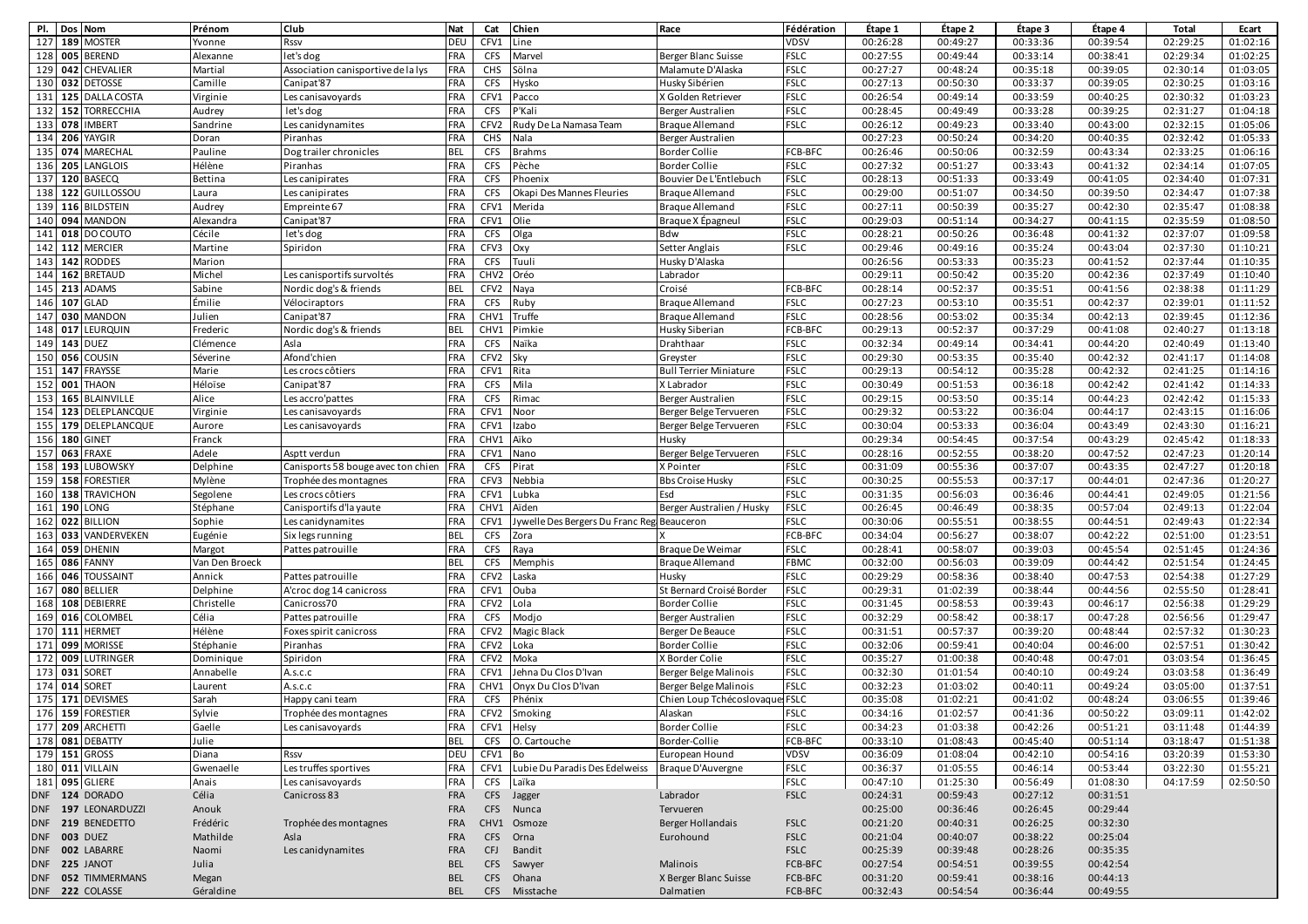| Pl. | Dos | Nom | Prénom | Club | Nat | Cat | Chien | Race | Fédération | Étape 1 | Étape 2 | Étape 3 | Étape 4 | Total | Ecart |
|---|---|---|---|---|---|---|---|---|---|---|---|---|---|---|---|
| 127 | 189 | MOSTER | Yvonne | Rssv | DEU | CFV1 | Line | | VDSV | 00:26:28 | 00:49:27 | 00:33:36 | 00:39:54 | 02:29:25 | 01:02:16 |
| 128 | 005 | BEREND | Alexanne | let's dog | FRA | CFS | Marvel | Berger Blanc Suisse | FSLC | 00:27:55 | 00:49:44 | 00:33:14 | 00:38:41 | 02:29:34 | 01:02:25 |
| 129 | 042 | CHEVALIER | Martial | Association canisportive de la lys | FRA | CHS | Sölna | Malamute D'Alaska | FSLC | 00:27:27 | 00:48:24 | 00:35:18 | 00:39:05 | 02:30:14 | 01:03:05 |
| 130 | 032 | DETOSSE | Camille | Canipat'87 | FRA | CFS | Hysko | Husky Sibérien | FSLC | 00:27:13 | 00:50:30 | 00:33:37 | 00:39:05 | 02:30:25 | 01:03:16 |
| 131 | 125 | DALLA COSTA | Virginie | Les canisavoyards | FRA | CFV1 | Pacco | X Golden Retriever | FSLC | 00:26:54 | 00:49:14 | 00:33:59 | 00:40:25 | 02:30:32 | 01:03:23 |
| 132 | 152 | TORRECCHIA | Audrey | let's dog | FRA | CFS | P'Kali | Berger Australien | FSLC | 00:28:45 | 00:49:49 | 00:33:28 | 00:39:25 | 02:31:27 | 01:04:18 |
| 133 | 078 | IMBERT | Sandrine | Les canidynamites | FRA | CFV2 | Rudy De La Namasa Team | Braque Allemand | FSLC | 00:26:12 | 00:49:23 | 00:33:40 | 00:43:00 | 02:32:15 | 01:05:06 |
| 134 | 206 | YAYGIR | Doran | Piranhas | FRA | CHS | Nala | Berger Australien | | 00:27:23 | 00:50:24 | 00:34:20 | 00:40:35 | 02:32:42 | 01:05:33 |
| 135 | 074 | MARECHAL | Pauline | Dog trailer chronicles | BEL | CFS | Brahms | Border Collie | FCB-BFC | 00:26:46 | 00:50:06 | 00:32:59 | 00:43:34 | 02:33:25 | 01:06:16 |
| 136 | 205 | LANGLOIS | Hélène | Piranhas | FRA | CFS | Pèche | Border Collie | FSLC | 00:27:32 | 00:51:27 | 00:33:43 | 00:41:32 | 02:34:14 | 01:07:05 |
| 137 | 120 | BASECQ | Bettina | Les canipirates | FRA | CFS | Phoenix | Bouvier De L'Entlebuch | FSLC | 00:28:13 | 00:51:33 | 00:33:49 | 00:41:05 | 02:34:40 | 01:07:31 |
| 138 | 122 | GUILLOSSOU | Laura | Les canipirates | FRA | CFS | Okapi Des Mannes Fleuries | Braque Allemand | FSLC | 00:29:00 | 00:51:07 | 00:34:50 | 00:39:50 | 02:34:47 | 01:07:38 |
| 139 | 116 | BILDSTEIN | Audrey | Empreinte 67 | FRA | CFV1 | Merida | Braque Allemand | FSLC | 00:27:11 | 00:50:39 | 00:35:27 | 00:42:30 | 02:35:47 | 01:08:38 |
| 140 | 094 | MANDON | Alexandra | Canipat'87 | FRA | CFV1 | Olie | Braque X Épagneul | FSLC | 00:29:03 | 00:51:14 | 00:34:27 | 00:41:15 | 02:35:59 | 01:08:50 |
| 141 | 018 | DO COUTO | Cécile | let's dog | FRA | CFS | Olga | Bdw | FSLC | 00:28:21 | 00:50:26 | 00:36:48 | 00:41:32 | 02:37:07 | 01:09:58 |
| 142 | 112 | MERCIER | Martine | Spiridon | FRA | CFV3 | Oxy | Setter Anglais | FSLC | 00:29:46 | 00:49:16 | 00:35:24 | 00:43:04 | 02:37:30 | 01:10:21 |
| 143 | 142 | RODDES | Marion | | FRA | CFS | Tuuli | Husky D'Alaska | | 00:26:56 | 00:53:33 | 00:35:23 | 00:41:52 | 02:37:44 | 01:10:35 |
| 144 | 162 | BRETAUD | Michel | Les canisportifs survoltés | FRA | CHV2 | Oréo | Labrador | | 00:29:11 | 00:50:42 | 00:35:20 | 00:42:36 | 02:37:49 | 01:10:40 |
| 145 | 213 | ADAMS | Sabine | Nordic dog's & friends | BEL | CFV2 | Naya | Croisé | FCB-BFC | 00:28:14 | 00:52:37 | 00:35:51 | 00:41:56 | 02:38:38 | 01:11:29 |
| 146 | 107 | GLAD | Émilie | Véloci raptors | FRA | CFS | Ruby | Braque Allemand | FSLC | 00:27:23 | 00:53:10 | 00:35:51 | 00:42:37 | 02:39:01 | 01:11:52 |
| 147 | 030 | MANDON | Julien | Canipat'87 | FRA | CHV1 | Truffe | Braque Allemand | FSLC | 00:28:56 | 00:53:02 | 00:35:34 | 00:42:13 | 02:39:45 | 01:12:36 |
| 148 | 017 | LEURQUIN | Frederic | Nordic dog's & friends | BEL | CHV1 | Pimkie | Husky Siberian | FCB-BFC | 00:29:13 | 00:52:37 | 00:37:29 | 00:41:08 | 02:40:27 | 01:13:18 |
| 149 | 143 | DUEZ | Clémence | Asla | FRA | CFS | Naïka | Drahthaar | FSLC | 00:32:34 | 00:49:14 | 00:34:41 | 00:44:20 | 02:40:49 | 01:13:40 |
| 150 | 056 | COUSIN | Séverine | Afond'chien | FRA | CFV2 | Sky | Greyster | FSLC | 00:29:30 | 00:53:35 | 00:35:40 | 00:42:32 | 02:41:17 | 01:14:08 |
| 151 | 147 | FRAYSSE | Marie | Les crocs côtiers | FRA | CFV1 | Rita | Bull Terrier Miniature | FSLC | 00:29:13 | 00:54:12 | 00:35:28 | 00:42:32 | 02:41:25 | 01:14:16 |
| 152 | 001 | THAON | Héloïse | Canipat'87 | FRA | CFS | Mila | X Labrador | FSLC | 00:30:49 | 00:51:53 | 00:36:18 | 00:42:42 | 02:41:42 | 01:14:33 |
| 153 | 165 | BLAINVILLE | Alice | Les accro'pattes | FRA | CFS | Rimac | Berger Australien | FSLC | 00:29:15 | 00:53:50 | 00:35:14 | 00:44:23 | 02:42:42 | 01:15:33 |
| 154 | 123 | DELEPLANCQUE | Virginie | Les canisavoyards | FRA | CFV1 | Noor | Berger Belge Tervueren | FSLC | 00:29:32 | 00:53:22 | 00:36:04 | 00:44:17 | 02:43:15 | 01:16:06 |
| 155 | 179 | DELEPLANCQUE | Aurore | Les canisavoyards | FRA | CFV1 | Izabo | Berger Belge Tervueren | FSLC | 00:30:04 | 00:53:33 | 00:36:04 | 00:43:49 | 02:43:30 | 01:16:21 |
| 156 | 180 | GINET | Franck | | FRA | CHV1 | Aïko | Husky | | 00:29:34 | 00:54:45 | 00:37:54 | 00:43:29 | 02:45:42 | 01:18:33 |
| 157 | 063 | FRAXE | Adele | Asptt verdun | FRA | CFV1 | Nano | Berger Belge Tervueren | FSLC | 00:28:16 | 00:52:55 | 00:38:20 | 00:47:52 | 02:47:23 | 01:20:14 |
| 158 | 193 | LUBOWSKY | Delphine | Canisports 58 bouge avec ton chien | FRA | CFS | Pirat | X Pointer | FSLC | 00:31:09 | 00:55:36 | 00:37:07 | 00:43:35 | 02:47:27 | 01:20:18 |
| 159 | 158 | FORESTIER | Mylène | Trophée des montagnes | FRA | CFV3 | Nebbia | Bbs Croise Husky | FSLC | 00:30:25 | 00:55:53 | 00:37:17 | 00:44:01 | 02:47:36 | 01:20:27 |
| 160 | 138 | TRAVICHON | Segolene | Les crocs côtiers | FRA | CFV1 | Lubka | Esd | FSLC | 00:31:35 | 00:56:03 | 00:36:46 | 00:44:41 | 02:49:05 | 01:21:56 |
| 161 | 190 | LONG | Stéphane | Canisportifs d'la yaute | FRA | CHV1 | Aïden | Berger Australien / Husky | FSLC | 00:26:45 | 00:46:49 | 00:38:35 | 00:57:04 | 02:49:13 | 01:22:04 |
| 162 | 022 | BILLION | Sophie | Les canidynamites | FRA | CFV1 | Jywelle Des Bergers Du Franc Reg | Beauceron | FSLC | 00:30:06 | 00:55:51 | 00:38:55 | 00:44:51 | 02:49:43 | 01:22:34 |
| 163 | 033 | VANDERVEKEN | Eugénie | Six legs running | BEL | CFS | Zora | X | FCB-BFC | 00:34:04 | 00:56:27 | 00:38:07 | 00:42:22 | 02:51:00 | 01:23:51 |
| 164 | 059 | DHENIN | Margot | Pattes patrouille | FRA | CFS | Raya | Braque De Weimar | FSLC | 00:28:41 | 00:58:07 | 00:39:03 | 00:45:54 | 02:51:45 | 01:24:36 |
| 165 | 086 | FANNY | Van Den Broeck | | BEL | CFS | Memphis | Braque Allemand | FBMC | 00:32:00 | 00:56:03 | 00:39:09 | 00:44:42 | 02:51:54 | 01:24:45 |
| 166 | 046 | TOUSSAINT | Annick | Pattes patrouille | FRA | CFV2 | Laska | Husky | FSLC | 00:29:29 | 00:58:36 | 00:38:40 | 00:47:53 | 02:54:38 | 01:27:29 |
| 167 | 080 | BELLIER | Delphine | A'croc dog 14 canicross | FRA | CFV1 | Ouba | St Bernard Croisé Border | FSLC | 00:29:31 | 01:02:39 | 00:38:44 | 00:44:56 | 02:55:50 | 01:28:41 |
| 168 | 108 | DEBIERRE | Christelle | Canicross70 | FRA | CFV2 | Lola | Border Collie | FSLC | 00:31:45 | 00:58:53 | 00:39:43 | 00:46:17 | 02:56:38 | 01:29:29 |
| 169 | 016 | COLOMBEL | Célia | Pattes patrouille | FRA | CFS | Modjo | Berger Australien | FSLC | 00:32:29 | 00:58:42 | 00:38:17 | 00:47:28 | 02:56:56 | 01:29:47 |
| 170 | 111 | HERMET | Hélène | Foxes spirit canicross | FRA | CFV2 | Magic Black | Berger De Beauce | FSLC | 00:31:51 | 00:57:37 | 00:39:20 | 00:48:44 | 02:57:32 | 01:30:23 |
| 171 | 099 | MORISSE | Stéphanie | Piranhas | FRA | CFV2 | Loka | Border Collie | FSLC | 00:32:06 | 00:59:41 | 00:40:04 | 00:46:00 | 02:57:51 | 01:30:42 |
| 172 | 009 | LUTRINGER | Dominique | Spiridon | FRA | CFV2 | Moka | X Border Colie | FSLC | 00:35:27 | 01:00:38 | 00:40:48 | 00:47:01 | 03:03:54 | 01:36:45 |
| 173 | 031 | SORET | Annabelle | A.s.c.c | FRA | CFV1 | Jehna Du Clos D'Ivan | Berger Belge Malinois | FSLC | 00:32:30 | 01:01:54 | 00:40:10 | 00:49:24 | 03:03:58 | 01:36:49 |
| 174 | 014 | SORET | Laurent | A.s.c.c | FRA | CHV1 | Onyx Du Clos D'Ivan | Berger Belge Malinois | FSLC | 00:32:23 | 01:03:02 | 00:40:11 | 00:49:24 | 03:05:00 | 01:37:51 |
| 175 | 171 | DEVISMES | Sarah | Happy cani team | FRA | CFS | Phénix | Chien Loup Tchécoslovaque | FSLC | 00:35:08 | 01:02:21 | 00:41:02 | 00:48:24 | 03:06:55 | 01:39:46 |
| 176 | 159 | FORESTIER | Sylvie | Trophée des montagnes | FRA | CFV2 | Smoking | Alaskan | FSLC | 00:34:16 | 01:02:57 | 00:41:36 | 00:50:22 | 03:09:11 | 01:42:02 |
| 177 | 209 | ARCHETTI | Gaelle | Les canisavoyards | FRA | CFV1 | Helsy | Border Collie | FSLC | 00:34:23 | 01:03:38 | 00:42:26 | 00:51:21 | 03:11:48 | 01:44:39 |
| 178 | 081 | DEBATTY | Julie | | BEL | CFS | O. Cartouche | Border-Collie | FCB-BFC | 00:33:10 | 01:08:43 | 00:45:40 | 00:51:14 | 03:18:47 | 01:51:38 |
| 179 | 151 | GROSS | Diana | Rssv | DEU | CFV1 | Bo | European Hound | VDSV | 00:36:09 | 01:08:04 | 00:42:10 | 00:54:16 | 03:20:39 | 01:53:30 |
| 180 | 011 | VILLAIN | Gwenaelle | Les truffes sportives | FRA | CFV1 | Lubie Du Paradis Des Edelweiss | Braque D'Auvergne | FSLC | 00:36:37 | 01:05:55 | 00:46:14 | 00:53:44 | 03:22:30 | 01:55:21 |
| 181 | 095 | GLIERE | Anais | Les canisavoyards | FRA | CFS | Laïka | | FSLC | 00:47:10 | 01:25:30 | 00:56:49 | 01:08:30 | 04:17:59 | 02:50:50 |
| DNF | 124 | DORADO | Célia | Canicross 83 | FRA | CFS | Jagger | Labrador | FSLC | 00:24:31 | 00:59:43 | 00:27:12 | 00:31:51 | | |
| DNF | 197 | LEONARDUZZI | Anouk | | FRA | CFS | Nunca | Tervueren | | 00:25:00 | 00:36:46 | 00:26:45 | 00:29:44 | | |
| DNF | 219 | BENEDETTO | Frédéric | Trophée des montagnes | FRA | CHV1 | Osmoze | Berger Hollandais | FSLC | 00:21:20 | 00:40:31 | 00:26:25 | 00:32:30 | | |
| DNF | 003 | DUEZ | Mathilde | Asla | FRA | CFS | Orna | Eurohound | FSLC | 00:21:04 | 00:40:07 | 00:38:22 | 00:25:04 | | |
| DNF | 002 | LABARRE | Naomi | Les canidynamites | FRA | CFJ | Bandit | | FSLC | 00:25:39 | 00:39:48 | 00:28:26 | 00:35:35 | | |
| DNF | 225 | JANOT | Julia | | BEL | CFS | Sawyer | Malinois | FCB-BFC | 00:27:54 | 00:54:51 | 00:39:55 | 00:42:54 | | |
| DNF | 052 | TIMMERMANS | Megan | | BEL | CFS | Ohana | X Berger Blanc Suisse | FCB-BFC | 00:31:20 | 00:59:41 | 00:38:16 | 00:44:13 | | |
| DNF | 222 | COLASSE | Géraldine | | BEL | CFS | Misstache | Dalmatien | FCB-BFC | 00:32:43 | 00:54:54 | 00:36:44 | 00:49:55 | | |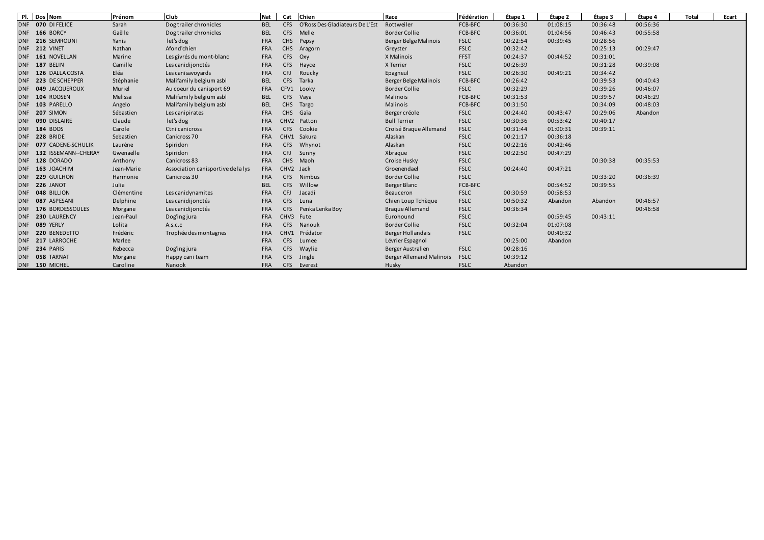| Pl. | Dos | Nom | Prénom | Club | Nat | Cat | Chien | Race | Fédération | Étape 1 | Étape 2 | Étape 3 | Étape 4 | Total | Ecart |
|---|---|---|---|---|---|---|---|---|---|---|---|---|---|---|---|
| DNF | 070 | DI FELICE | Sarah | Dog trailer chronicles | BEL | CFS | O'Ross Des Gladiateurs De L'Est | Rottweiler | FCB-BFC | 00:36:30 | 01:08:15 | 00:36:48 | 00:56:36 | | |
| DNF | 166 | BORCY | Gaëlle | Dog trailer chronicles | BEL | CFS | Melle | Border Collie | FCB-BFC | 00:36:01 | 01:04:56 | 00:46:43 | 00:55:58 | | |
| DNF | 216 | SEMROUNI | Yanis | let's dog | FRA | CHS | Pepsy | Berger Belge Malinois | FSLC | 00:22:54 | 00:39:45 | 00:28:56 | | | |
| DNF | 212 | VINET | Nathan | Afond'chien | FRA | CHS | Aragorn | Greyster | FSLC | 00:32:42 | | 00:25:13 | 00:29:47 | | |
| DNF | 161 | NOVELLAN | Marine | Les givrés du mont-blanc | FRA | CFS | Oxy | X Malinois | FFST | 00:24:37 | 00:44:52 | 00:31:01 | | | |
| DNF | 187 | BELIN | Camille | Les canidijonctés | FRA | CFS | Hayce | X Terrier | FSLC | 00:26:39 | | 00:31:28 | 00:39:08 | | |
| DNF | 126 | DALLA COSTA | Eléa | Les canisavoyards | FRA | CFJ | Roucky | Epagneul | FSLC | 00:26:30 | 00:49:21 | 00:34:42 | | | |
| DNF | 223 | DE SCHEPPER | Stéphanie | Malifamily belgium asbl | BEL | CFS | Tarka | Berger Belge Malinois | FCB-BFC | 00:26:42 | | 00:39:53 | 00:40:43 | | |
| DNF | 049 | JACQUEROUX | Muriel | Au coeur du canisport 69 | FRA | CFV1 | Looky | Border Collie | FSLC | 00:32:29 | | 00:39:26 | 00:46:07 | | |
| DNF | 104 | ROOSEN | Melissa | Malifamily belgium asbl | BEL | CFS | Vaya | Malinois | FCB-BFC | 00:31:53 | | 00:39:57 | 00:46:29 | | |
| DNF | 103 | PARELLO | Angelo | Malifamily belgium asbl | BEL | CHS | Targo | Malinois | FCB-BFC | 00:31:50 | | 00:34:09 | 00:48:03 | | |
| DNF | 207 | SIMON | Sébastien | Les canipirates | FRA | CHS | Gaia | Berger créole | FSLC | 00:24:40 | 00:43:47 | 00:29:06 | Abandon | | |
| DNF | 090 | DISLAIRE | Claude | let's dog | FRA | CHV2 | Patton | Bull Terrier | FSLC | 00:30:36 | 00:53:42 | 00:40:17 | | | |
| DNF | 184 | BOOS | Carole | Ctni canicross | FRA | CFS | Cookie | Croisé Braque Allemand | FSLC | 00:31:44 | 01:00:31 | 00:39:11 | | | |
| DNF | 228 | BRIDE | Sebastien | Canicross 70 | FRA | CHV1 | Sakura | Alaskan | FSLC | 00:21:17 | 00:36:18 | | | | |
| DNF | 077 | CADENE-SCHULIK | Laurène | Spiridon | FRA | CFS | Whynot | Alaskan | FSLC | 00:22:16 | 00:42:46 | | | | |
| DNF | 132 | ISSEMANN--CHERAY | Gwenaelle | Spiridon | FRA | CFJ | Sunny | Xbraque | FSLC | 00:22:50 | 00:47:29 | | | | |
| DNF | 128 | DORADO | Anthony | Canicross 83 | FRA | CHS | Maoh | Croise Husky | FSLC | | | 00:30:38 | 00:35:53 | | |
| DNF | 163 | JOACHIM | Jean-Marie | Association canisportive de la lys | FRA | CHV2 | Jack | Groenendael | FSLC | 00:24:40 | 00:47:21 | | | | |
| DNF | 229 | GUILHON | Harmonie | Canicross 30 | FRA | CFS | Nimbus | Border Collie | FSLC | | | 00:33:20 | 00:36:39 | | |
| DNF | 226 | JANOT | Julia | | BEL | CFS | Willow | Berger Blanc | FCB-BFC | | 00:54:52 | 00:39:55 | | | |
| DNF | 048 | BILLION | Clémentine | Les canidynamites | FRA | CFJ | Jacadi | Beauceron | FSLC | 00:30:59 | 00:58:53 | | | | |
| DNF | 087 | ASPESANI | Delphine | Les canidijonctés | FRA | CFS | Luna | Chien Loup Tchèque | FSLC | 00:50:32 | Abandon | Abandon | 00:46:57 | | |
| DNF | 176 | BORDESSOULES | Morgane | Les canidijonctés | FRA | CFS | Penka Lenka Boy | Braque Allemand | FSLC | 00:36:34 | | | 00:46:58 | | |
| DNF | 230 | LAURENCY | Jean-Paul | Dog'ing jura | FRA | CHV3 | Fute | Eurohound | FSLC | | 00:59:45 | 00:43:11 | | | |
| DNF | 089 | YERLY | Lolita | A.s.c.c | FRA | CFS | Nanouk | Border Collie | FSLC | 00:32:04 | 01:07:08 | | | | |
| DNF | 220 | BENEDETTO | Frédéric | Trophée des montagnes | FRA | CHV1 | Prédator | Berger Hollandais | FSLC | | 00:40:32 | | | | |
| DNF | 217 | LARROCHE | Marlee | | FRA | CFS | Lumee | Lévrier Espagnol | | 00:25:00 | Abandon | | | | |
| DNF | 234 | PARIS | Rebecca | Dog'ing jura | FRA | CFS | Waylie | Berger Australien | FSLC | 00:28:16 | | | | | |
| DNF | 058 | TARNAT | Morgane | Happy cani team | FRA | CFS | Jingle | Berger Allemand Malinois | FSLC | 00:39:12 | | | | | |
| DNF | 150 | MICHEL | Caroline | Nanook | FRA | CFS | Everest | Husky | FSLC | Abandon | | | | | |